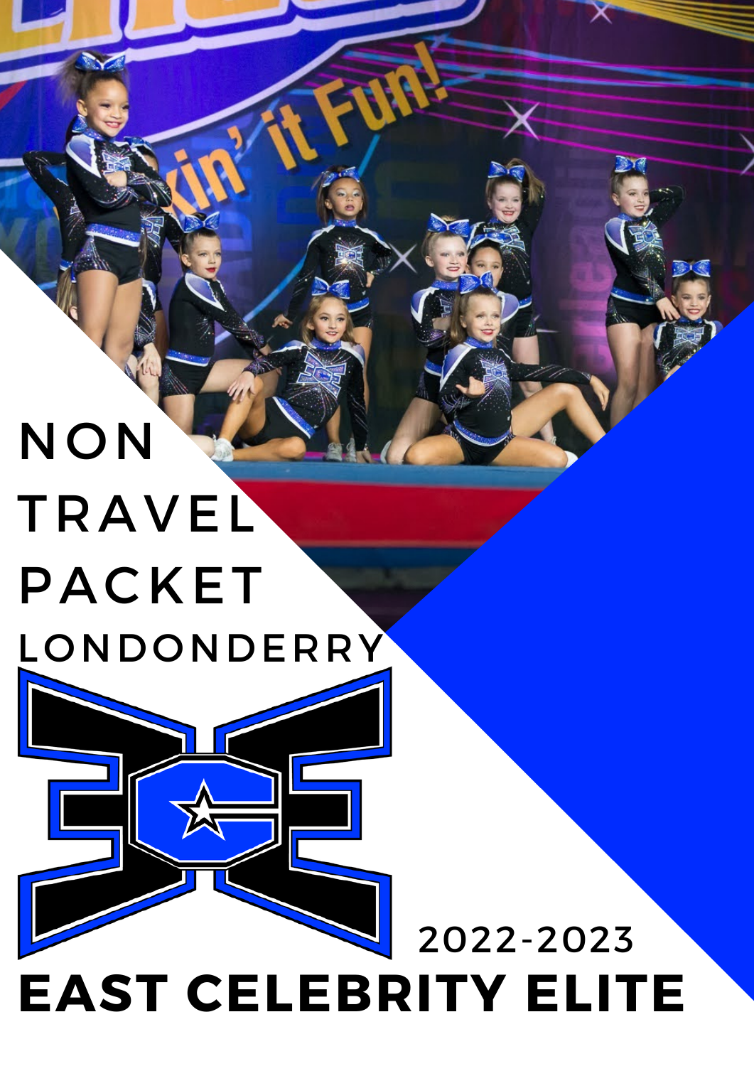# NON TRAVEL PACKET

## LONDONDERRY

2022-2023

# EAST CELEBRITY ELITE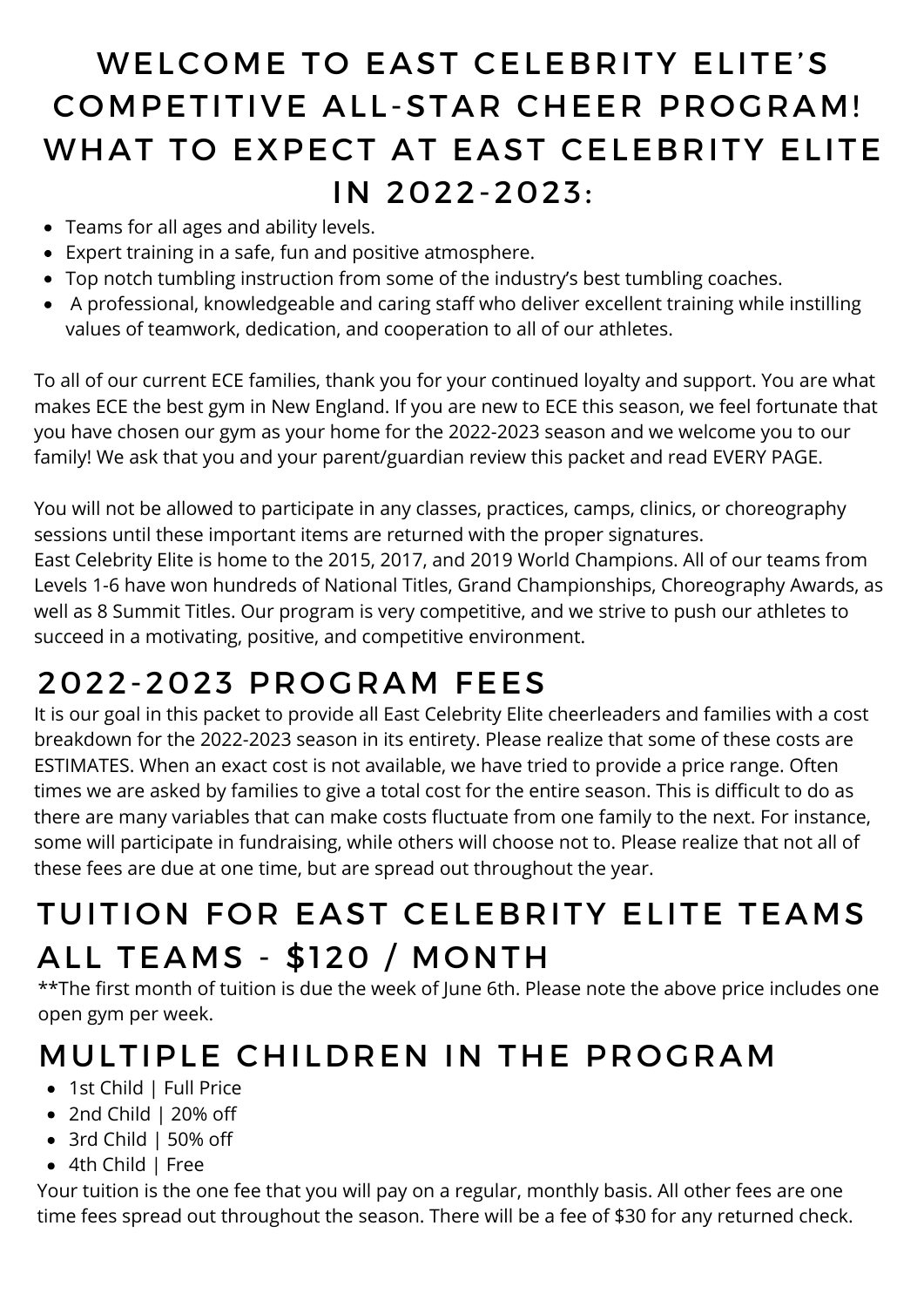# WELCOME TO EAST CELEBRITY ELITE'S COMPETITIVE ALL-STAR CHEER PROGRAM! WHAT TO EXPECT AT EAST CELEBRITY ELITE IN 2022-2023:

- Teams for all ages and ability levels.
- Expert training in a safe, fun and positive atmosphere.
- Top notch tumbling instruction from some of the industry's best tumbling coaches.
- A professional, knowledgeable and caring staff who deliver excellent training while instilling values of teamwork, dedication, and cooperation to all of our athletes.

To all of our current ECE families, thank you for your continued loyalty and support. You are what makes ECE the best gym in New England. If you are new to ECE this season, we feel fortunate that you have chosen our gym as your home for the 2022-2023 season and we welcome you to our family! We ask that you and your parent/guardian review this packet and read EVERY PAGE.

You will not be allowed to participate in any classes, practices, camps, clinics, or choreography sessions until these important items are returned with the proper signatures.
East Celebrity Elite is home to the 2015, 2017, and 2019 World Champions. All of our teams from Levels 1-6 have won hundreds of National Titles, Grand Championships, Choreography Awards, as well as 8 Summit Titles. Our program is very competitive, and we strive to push our athletes to succeed in a motivating, positive, and competitive environment.

## 2022-2023 PROGRAM FEES

It is our goal in this packet to provide all East Celebrity Elite cheerleaders and families with a cost breakdown for the 2022-2023 season in its entirety. Please realize that some of these costs are ESTIMATES. When an exact cost is not available, we have tried to provide a price range. Often times we are asked by families to give a total cost for the entire season. This is difficult to do as there are many variables that can make costs fluctuate from one family to the next. For instance, some will participate in fundraising, while others will choose not to. Please realize that not all of these fees are due at one time, but are spread out throughout the year.

## TUITION FOR EAST CELEBRITY ELITE TEAMS ALL TEAMS - $120 / MONTH

**The first month of tuition is due the week of June 6th. Please note the above price includes one open gym per week.

## MULTIPLE CHILDREN IN THE PROGRAM

- 1st Child | Full Price
- 2nd Child | 20% off
- 3rd Child | 50% off
- 4th Child | Free

Your tuition is the one fee that you will pay on a regular, monthly basis. All other fees are one time fees spread out throughout the season. There will be a fee of $30 for any returned check.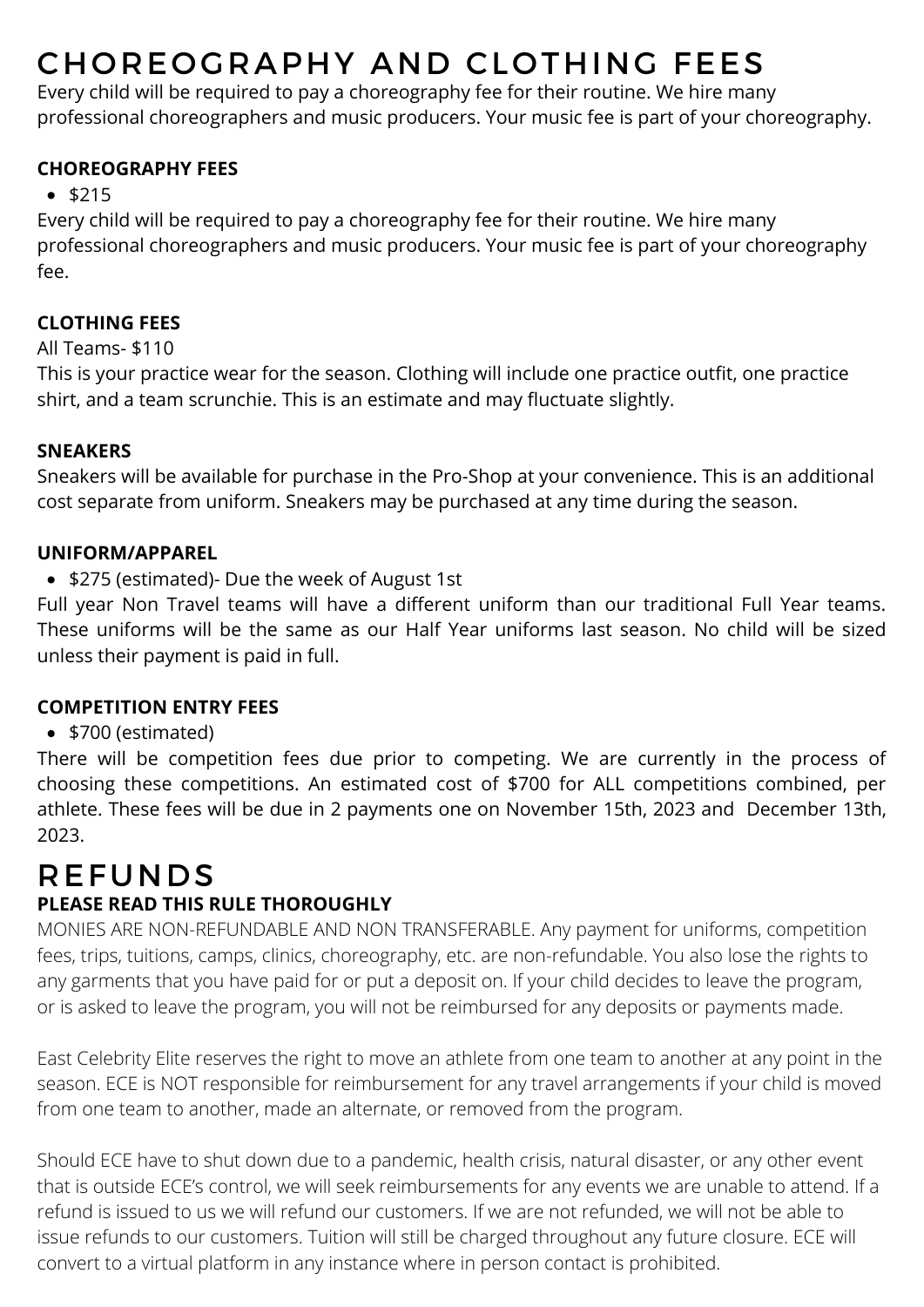# CHOREOGRAPHY AND CLOTHING FEES

Every child will be required to pay a choreography fee for their routine. We hire many professional choreographers and music producers. Your music fee is part of your choreography.

**CHOREOGRAPHY FEES**

- $215

Every child will be required to pay a choreography fee for their routine. We hire many professional choreographers and music producers. Your music fee is part of your choreography fee.

**CLOTHING FEES**

All Teams- $110

This is your practice wear for the season. Clothing will include one practice outfit, one practice shirt, and a team scrunchie. This is an estimate and may fluctuate slightly.

**SNEAKERS**

Sneakers will be available for purchase in the Pro-Shop at your convenience. This is an additional cost separate from uniform. Sneakers may be purchased at any time during the season.

**UNIFORM/APPAREL**

- $275 (estimated)- Due the week of August 1st

Full year Non Travel teams will have a different uniform than our traditional Full Year teams. These uniforms will be the same as our Half Year uniforms last season. No child will be sized unless their payment is paid in full.

**COMPETITION ENTRY FEES**

- $700 (estimated)

There will be competition fees due prior to competing. We are currently in the process of choosing these competitions. An estimated cost of $700 for ALL competitions combined, per athlete. These fees will be due in 2 payments one on November 15th, 2023 and December 13th, 2023.

# REFUNDS

**PLEASE READ THIS RULE THOROUGHLY**

MONIES ARE NON-REFUNDABLE AND NON TRANSFERABLE. Any payment for uniforms, competition fees, trips, tuitions, camps, clinics, choreography, etc. are non-refundable. You also lose the rights to any garments that you have paid for or put a deposit on. If your child decides to leave the program, or is asked to leave the program, you will not be reimbursed for any deposits or payments made.

East Celebrity Elite reserves the right to move an athlete from one team to another at any point in the season. ECE is NOT responsible for reimbursement for any travel arrangements if your child is moved from one team to another, made an alternate, or removed from the program.

Should ECE have to shut down due to a pandemic, health crisis, natural disaster, or any other event that is outside ECE's control, we will seek reimbursements for any events we are unable to attend. If a refund is issued to us we will refund our customers. If we are not refunded, we will not be able to issue refunds to our customers. Tuition will still be charged throughout any future closure. ECE will convert to a virtual platform in any instance where in person contact is prohibited.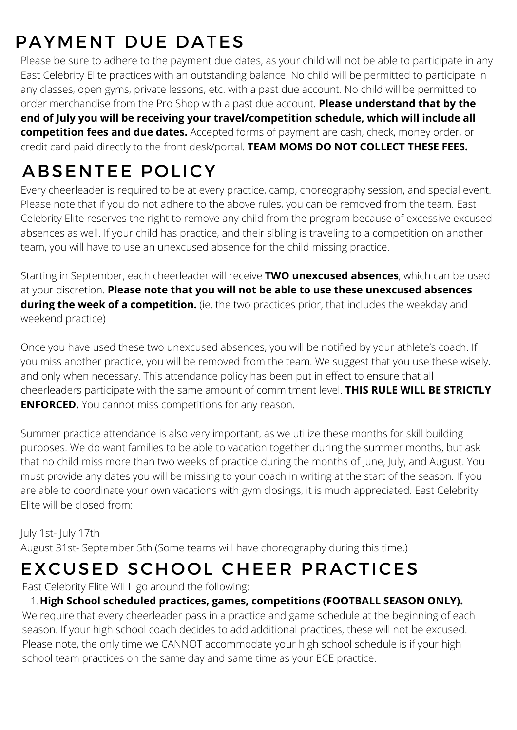## PAYMENT DUE DATES

Please be sure to adhere to the payment due dates, as your child will not be able to participate in any East Celebrity Elite practices with an outstanding balance. No child will be permitted to participate in any classes, open gyms, private lessons, etc. with a past due account. No child will be permitted to order merchandise from the Pro Shop with a past due account. **Please understand that by the end of July you will be receiving your travel/competition schedule, which will include all competition fees and due dates.** Accepted forms of payment are cash, check, money order, or credit card paid directly to the front desk/portal. **TEAM MOMS DO NOT COLLECT THESE FEES.**

## ABSENTEE POLICY

Every cheerleader is required to be at every practice, camp, choreography session, and special event. Please note that if you do not adhere to the above rules, you can be removed from the team. East Celebrity Elite reserves the right to remove any child from the program because of excessive excused absences as well. If your child has practice, and their sibling is traveling to a competition on another team, you will have to use an unexcused absence for the child missing practice.

Starting in September, each cheerleader will receive **TWO unexcused absences**, which can be used at your discretion. **Please note that you will not be able to use these unexcused absences during the week of a competition.** (ie, the two practices prior, that includes the weekday and weekend practice)

Once you have used these two unexcused absences, you will be notified by your athlete's coach. If you miss another practice, you will be removed from the team. We suggest that you use these wisely, and only when necessary. This attendance policy has been put in effect to ensure that all cheerleaders participate with the same amount of commitment level. **THIS RULE WILL BE STRICTLY ENFORCED.** You cannot miss competitions for any reason.

Summer practice attendance is also very important, as we utilize these months for skill building purposes. We do want families to be able to vacation together during the summer months, but ask that no child miss more than two weeks of practice during the months of June, July, and August. You must provide any dates you will be missing to your coach in writing at the start of the season. If you are able to coordinate your own vacations with gym closings, it is much appreciated. East Celebrity Elite will be closed from:

July 1st- July 17th
August 31st- September 5th (Some teams will have choreography during this time.)

## EXCUSED SCHOOL CHEER PRACTICES

East Celebrity Elite WILL go around the following:

1. **High School scheduled practices, games, competitions (FOOTBALL SEASON ONLY).**

We require that every cheerleader pass in a practice and game schedule at the beginning of each season. If your high school coach decides to add additional practices, these will not be excused. Please note, the only time we CANNOT accommodate your high school schedule is if your high school team practices on the same day and same time as your ECE practice.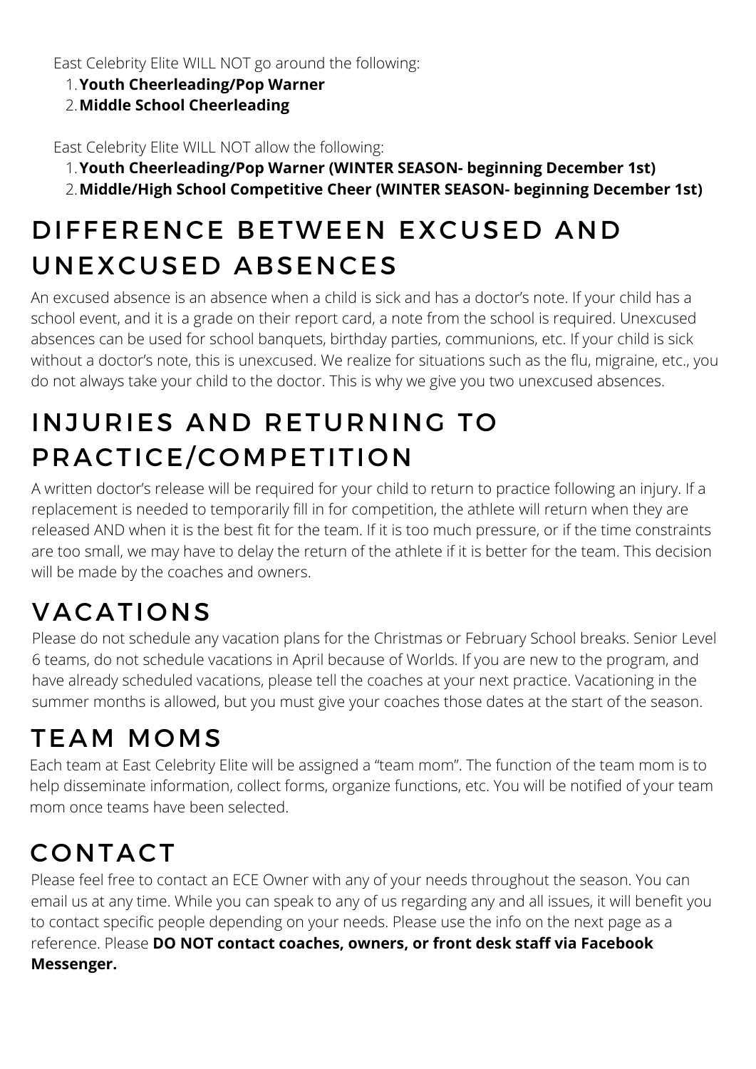East Celebrity Elite WILL NOT go around the following:

1. **Youth Cheerleading/Pop Warner**
2. **Middle School Cheerleading**

East Celebrity Elite WILL NOT allow the following:

1. **Youth Cheerleading/Pop Warner (WINTER SEASON- beginning December 1st)**
2. **Middle/High School Competitive Cheer (WINTER SEASON- beginning December 1st)**

## DIFFERENCE BETWEEN EXCUSED AND UNEXCUSED ABSENCES

An excused absence is an absence when a child is sick and has a doctor's note. If your child has a school event, and it is a grade on their report card, a note from the school is required. Unexcused absences can be used for school banquets, birthday parties, communions, etc. If your child is sick without a doctor's note, this is unexcused. We realize for situations such as the flu, migraine, etc., you do not always take your child to the doctor. This is why we give you two unexcused absences.

## INJURIES AND RETURNING TO PRACTICE/COMPETITION

A written doctor's release will be required for your child to return to practice following an injury. If a replacement is needed to temporarily fill in for competition, the athlete will return when they are released AND when it is the best fit for the team. If it is too much pressure, or if the time constraints are too small, we may have to delay the return of the athlete if it is better for the team. This decision will be made by the coaches and owners.

## VACATIONS

Please do not schedule any vacation plans for the Christmas or February School breaks. Senior Level 6 teams, do not schedule vacations in April because of Worlds. If you are new to the program, and have already scheduled vacations, please tell the coaches at your next practice. Vacationing in the summer months is allowed, but you must give your coaches those dates at the start of the season.

## TEAM MOMS

Each team at East Celebrity Elite will be assigned a "team mom". The function of the team mom is to help disseminate information, collect forms, organize functions, etc. You will be notified of your team mom once teams have been selected.

## CONTACT

Please feel free to contact an ECE Owner with any of your needs throughout the season. You can email us at any time. While you can speak to any of us regarding any and all issues, it will benefit you to contact specific people depending on your needs. Please use the info on the next page as a reference. Please **DO NOT contact coaches, owners, or front desk staff via Facebook Messenger.**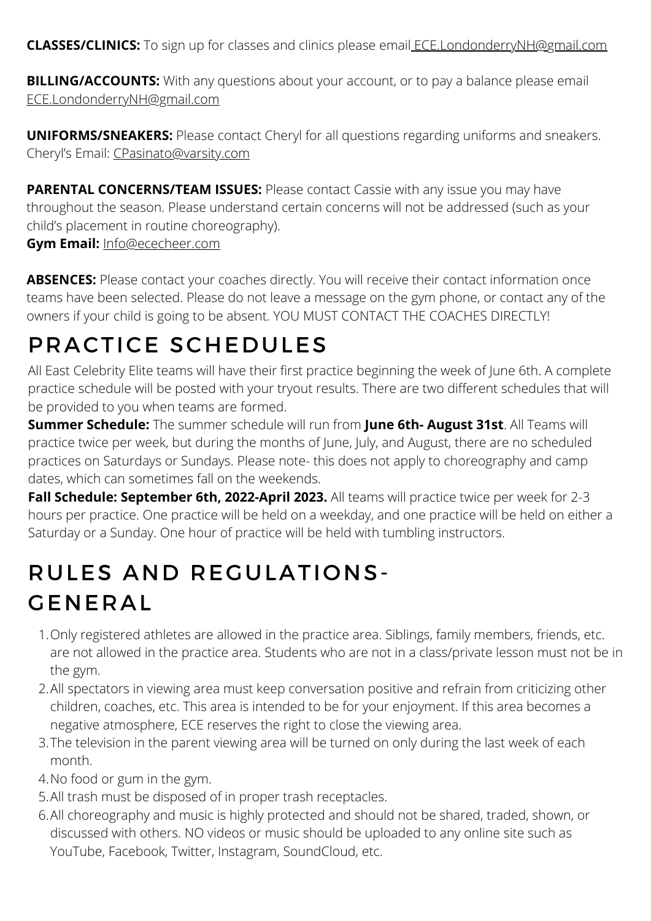**CLASSES/CLINICS:** To sign up for classes and clinics please email ECE.LondonderryNH@gmail.com

**BILLING/ACCOUNTS:** With any questions about your account, or to pay a balance please email ECE.LondonderryNH@gmail.com

**UNIFORMS/SNEAKERS:** Please contact Cheryl for all questions regarding uniforms and sneakers. Cheryl's Email: CPasinato@varsity.com

**PARENTAL CONCERNS/TEAM ISSUES:** Please contact Cassie with any issue you may have throughout the season. Please understand certain concerns will not be addressed (such as your child's placement in routine choreography).
**Gym Email:** Info@ececheer.com

**ABSENCES:** Please contact your coaches directly. You will receive their contact information once teams have been selected. Please do not leave a message on the gym phone, or contact any of the owners if your child is going to be absent. YOU MUST CONTACT THE COACHES DIRECTLY!

# PRACTICE SCHEDULES

All East Celebrity Elite teams will have their first practice beginning the week of June 6th. A complete practice schedule will be posted with your tryout results. There are two different schedules that will be provided to you when teams are formed.

**Summer Schedule:** The summer schedule will run from **June 6th- August 31st**. All Teams will practice twice per week, but during the months of June, July, and August, there are no scheduled practices on Saturdays or Sundays. Please note- this does not apply to choreography and camp dates, which can sometimes fall on the weekends.

**Fall Schedule: September 6th, 2022-April 2023.** All teams will practice twice per week for 2-3 hours per practice. One practice will be held on a weekday, and one practice will be held on either a Saturday or a Sunday. One hour of practice will be held with tumbling instructors.

# RULES AND REGULATIONS-GENERAL

1. Only registered athletes are allowed in the practice area. Siblings, family members, friends, etc. are not allowed in the practice area. Students who are not in a class/private lesson must not be in the gym.
2. All spectators in viewing area must keep conversation positive and refrain from criticizing other children, coaches, etc. This area is intended to be for your enjoyment. If this area becomes a negative atmosphere, ECE reserves the right to close the viewing area.
3. The television in the parent viewing area will be turned on only during the last week of each month.
4. No food or gum in the gym.
5. All trash must be disposed of in proper trash receptacles.
6. All choreography and music is highly protected and should not be shared, traded, shown, or discussed with others. NO videos or music should be uploaded to any online site such as YouTube, Facebook, Twitter, Instagram, SoundCloud, etc.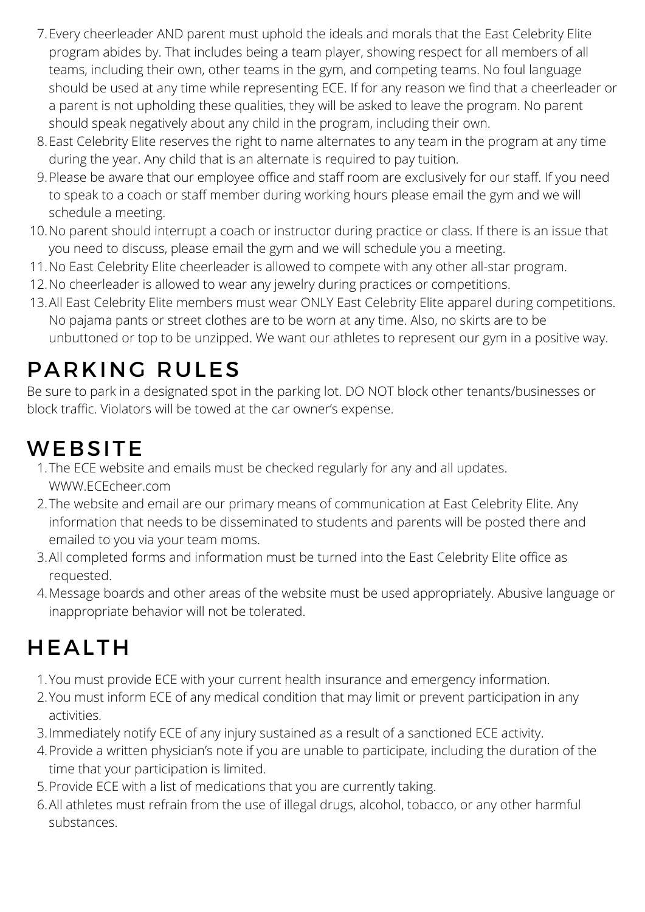7. Every cheerleader AND parent must uphold the ideals and morals that the East Celebrity Elite program abides by. That includes being a team player, showing respect for all members of all teams, including their own, other teams in the gym, and competing teams. No foul language should be used at any time while representing ECE. If for any reason we find that a cheerleader or a parent is not upholding these qualities, they will be asked to leave the program. No parent should speak negatively about any child in the program, including their own.
8. East Celebrity Elite reserves the right to name alternates to any team in the program at any time during the year. Any child that is an alternate is required to pay tuition.
9. Please be aware that our employee office and staff room are exclusively for our staff. If you need to speak to a coach or staff member during working hours please email the gym and we will schedule a meeting.
10. No parent should interrupt a coach or instructor during practice or class. If there is an issue that you need to discuss, please email the gym and we will schedule you a meeting.
11. No East Celebrity Elite cheerleader is allowed to compete with any other all-star program.
12. No cheerleader is allowed to wear any jewelry during practices or competitions.
13. All East Celebrity Elite members must wear ONLY East Celebrity Elite apparel during competitions. No pajama pants or street clothes are to be worn at any time. Also, no skirts are to be unbuttoned or top to be unzipped. We want our athletes to represent our gym in a positive way.

# PARKING RULES

Be sure to park in a designated spot in the parking lot. DO NOT block other tenants/businesses or block traffic. Violators will be towed at the car owner's expense.

# WEBSITE

1. The ECE website and emails must be checked regularly for any and all updates. WWW.ECEcheer.com
2. The website and email are our primary means of communication at East Celebrity Elite. Any information that needs to be disseminated to students and parents will be posted there and emailed to you via your team moms.
3. All completed forms and information must be turned into the East Celebrity Elite office as requested.
4. Message boards and other areas of the website must be used appropriately. Abusive language or inappropriate behavior will not be tolerated.

# HEALTH

1. You must provide ECE with your current health insurance and emergency information.
2. You must inform ECE of any medical condition that may limit or prevent participation in any activities.
3. Immediately notify ECE of any injury sustained as a result of a sanctioned ECE activity.
4. Provide a written physician's note if you are unable to participate, including the duration of the time that your participation is limited.
5. Provide ECE with a list of medications that you are currently taking.
6. All athletes must refrain from the use of illegal drugs, alcohol, tobacco, or any other harmful substances.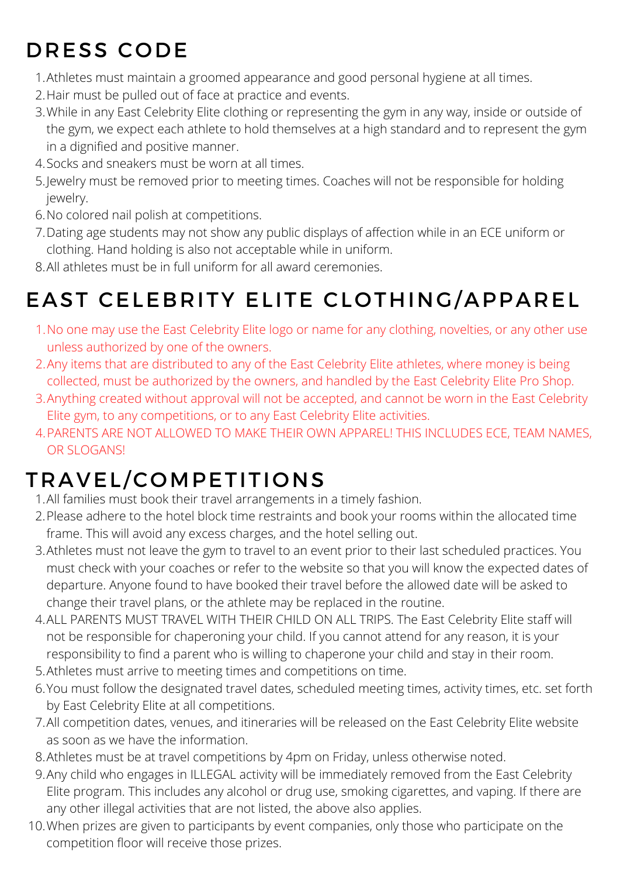# DRESS CODE

1. Athletes must maintain a groomed appearance and good personal hygiene at all times.
2. Hair must be pulled out of face at practice and events.
3. While in any East Celebrity Elite clothing or representing the gym in any way, inside or outside of the gym, we expect each athlete to hold themselves at a high standard and to represent the gym in a dignified and positive manner.
4. Socks and sneakers must be worn at all times.
5. Jewelry must be removed prior to meeting times. Coaches will not be responsible for holding jewelry.
6. No colored nail polish at competitions.
7. Dating age students may not show any public displays of affection while in an ECE uniform or clothing. Hand holding is also not acceptable while in uniform.
8. All athletes must be in full uniform for all award ceremonies.

# EAST CELEBRITY ELITE CLOTHING/APPAREL

1. No one may use the East Celebrity Elite logo or name for any clothing, novelties, or any other use unless authorized by one of the owners.
2. Any items that are distributed to any of the East Celebrity Elite athletes, where money is being collected, must be authorized by the owners, and handled by the East Celebrity Elite Pro Shop.
3. Anything created without approval will not be accepted, and cannot be worn in the East Celebrity Elite gym, to any competitions, or to any East Celebrity Elite activities.
4. PARENTS ARE NOT ALLOWED TO MAKE THEIR OWN APPAREL! THIS INCLUDES ECE, TEAM NAMES, OR SLOGANS!

# TRAVEL/COMPETITIONS

1. All families must book their travel arrangements in a timely fashion.
2. Please adhere to the hotel block time restraints and book your rooms within the allocated time frame. This will avoid any excess charges, and the hotel selling out.
3. Athletes must not leave the gym to travel to an event prior to their last scheduled practices. You must check with your coaches or refer to the website so that you will know the expected dates of departure. Anyone found to have booked their travel before the allowed date will be asked to change their travel plans, or the athlete may be replaced in the routine.
4. ALL PARENTS MUST TRAVEL WITH THEIR CHILD ON ALL TRIPS. The East Celebrity Elite staff will not be responsible for chaperoning your child. If you cannot attend for any reason, it is your responsibility to find a parent who is willing to chaperone your child and stay in their room.
5. Athletes must arrive to meeting times and competitions on time.
6. You must follow the designated travel dates, scheduled meeting times, activity times, etc. set forth by East Celebrity Elite at all competitions.
7. All competition dates, venues, and itineraries will be released on the East Celebrity Elite website as soon as we have the information.
8. Athletes must be at travel competitions by 4pm on Friday, unless otherwise noted.
9. Any child who engages in ILLEGAL activity will be immediately removed from the East Celebrity Elite program. This includes any alcohol or drug use, smoking cigarettes, and vaping. If there are any other illegal activities that are not listed, the above also applies.
10. When prizes are given to participants by event companies, only those who participate on the competition floor will receive those prizes.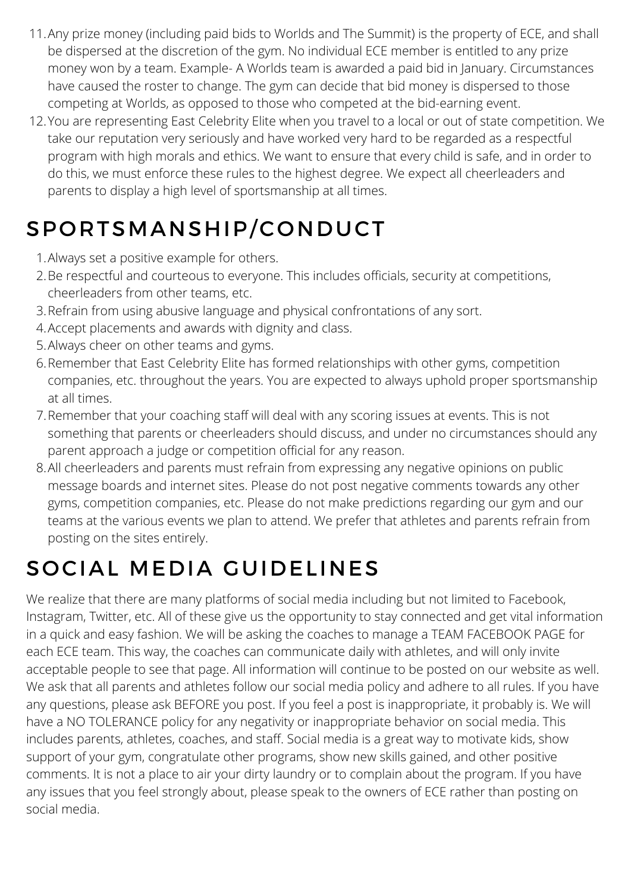11. Any prize money (including paid bids to Worlds and The Summit) is the property of ECE, and shall be dispersed at the discretion of the gym. No individual ECE member is entitled to any prize money won by a team. Example- A Worlds team is awarded a paid bid in January. Circumstances have caused the roster to change. The gym can decide that bid money is dispersed to those competing at Worlds, as opposed to those who competed at the bid-earning event.
12. You are representing East Celebrity Elite when you travel to a local or out of state competition. We take our reputation very seriously and have worked very hard to be regarded as a respectful program with high morals and ethics. We want to ensure that every child is safe, and in order to do this, we must enforce these rules to the highest degree. We expect all cheerleaders and parents to display a high level of sportsmanship at all times.

# SPORTSMANSHIP/CONDUCT

1. Always set a positive example for others.
2. Be respectful and courteous to everyone. This includes officials, security at competitions, cheerleaders from other teams, etc.
3. Refrain from using abusive language and physical confrontations of any sort.
4. Accept placements and awards with dignity and class.
5. Always cheer on other teams and gyms.
6. Remember that East Celebrity Elite has formed relationships with other gyms, competition companies, etc. throughout the years. You are expected to always uphold proper sportsmanship at all times.
7. Remember that your coaching staff will deal with any scoring issues at events. This is not something that parents or cheerleaders should discuss, and under no circumstances should any parent approach a judge or competition official for any reason.
8. All cheerleaders and parents must refrain from expressing any negative opinions on public message boards and internet sites. Please do not post negative comments towards any other gyms, competition companies, etc. Please do not make predictions regarding our gym and our teams at the various events we plan to attend. We prefer that athletes and parents refrain from posting on the sites entirely.

# SOCIAL MEDIA GUIDELINES

We realize that there are many platforms of social media including but not limited to Facebook, Instagram, Twitter, etc. All of these give us the opportunity to stay connected and get vital information in a quick and easy fashion. We will be asking the coaches to manage a TEAM FACEBOOK PAGE for each ECE team. This way, the coaches can communicate daily with athletes, and will only invite acceptable people to see that page. All information will continue to be posted on our website as well. We ask that all parents and athletes follow our social media policy and adhere to all rules. If you have any questions, please ask BEFORE you post. If you feel a post is inappropriate, it probably is. We will have a NO TOLERANCE policy for any negativity or inappropriate behavior on social media. This includes parents, athletes, coaches, and staff. Social media is a great way to motivate kids, show support of your gym, congratulate other programs, show new skills gained, and other positive comments. It is not a place to air your dirty laundry or to complain about the program. If you have any issues that you feel strongly about, please speak to the owners of ECE rather than posting on social media.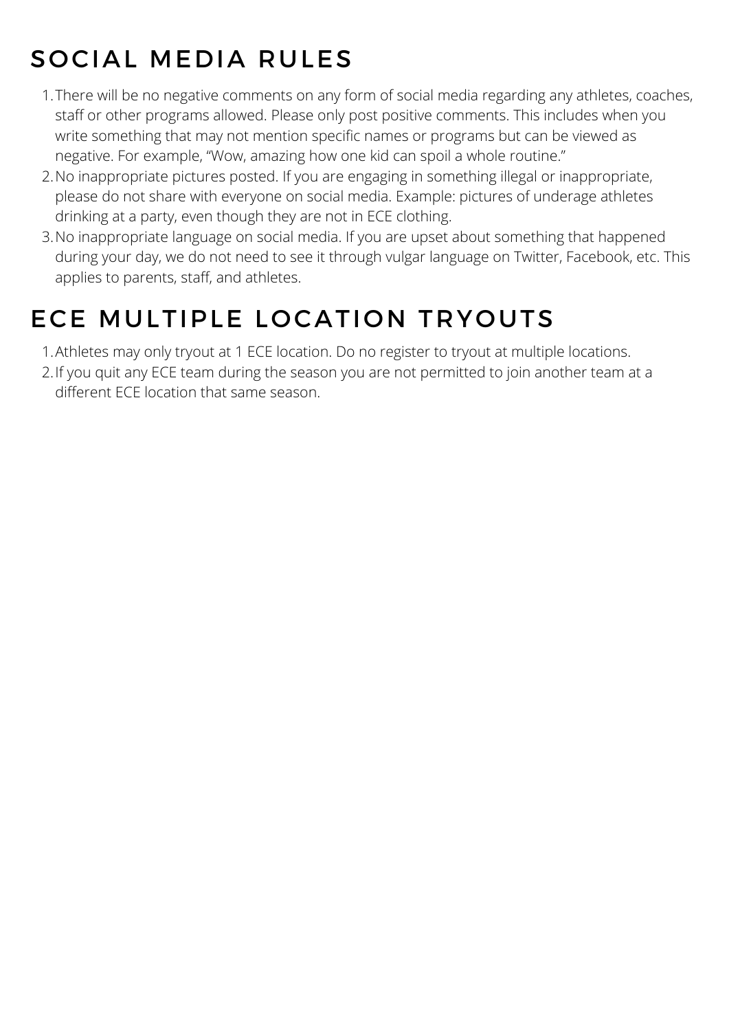## SOCIAL MEDIA RULES

1. There will be no negative comments on any form of social media regarding any athletes, coaches, staff or other programs allowed. Please only post positive comments. This includes when you write something that may not mention specific names or programs but can be viewed as negative. For example, "Wow, amazing how one kid can spoil a whole routine."
2. No inappropriate pictures posted. If you are engaging in something illegal or inappropriate, please do not share with everyone on social media. Example: pictures of underage athletes drinking at a party, even though they are not in ECE clothing.
3. No inappropriate language on social media. If you are upset about something that happened during your day, we do not need to see it through vulgar language on Twitter, Facebook, etc. This applies to parents, staff, and athletes.

## ECE MULTIPLE LOCATION TRYOUTS

1. Athletes may only tryout at 1 ECE location. Do no register to tryout at multiple locations.
2. If you quit any ECE team during the season you are not permitted to join another team at a different ECE location that same season.